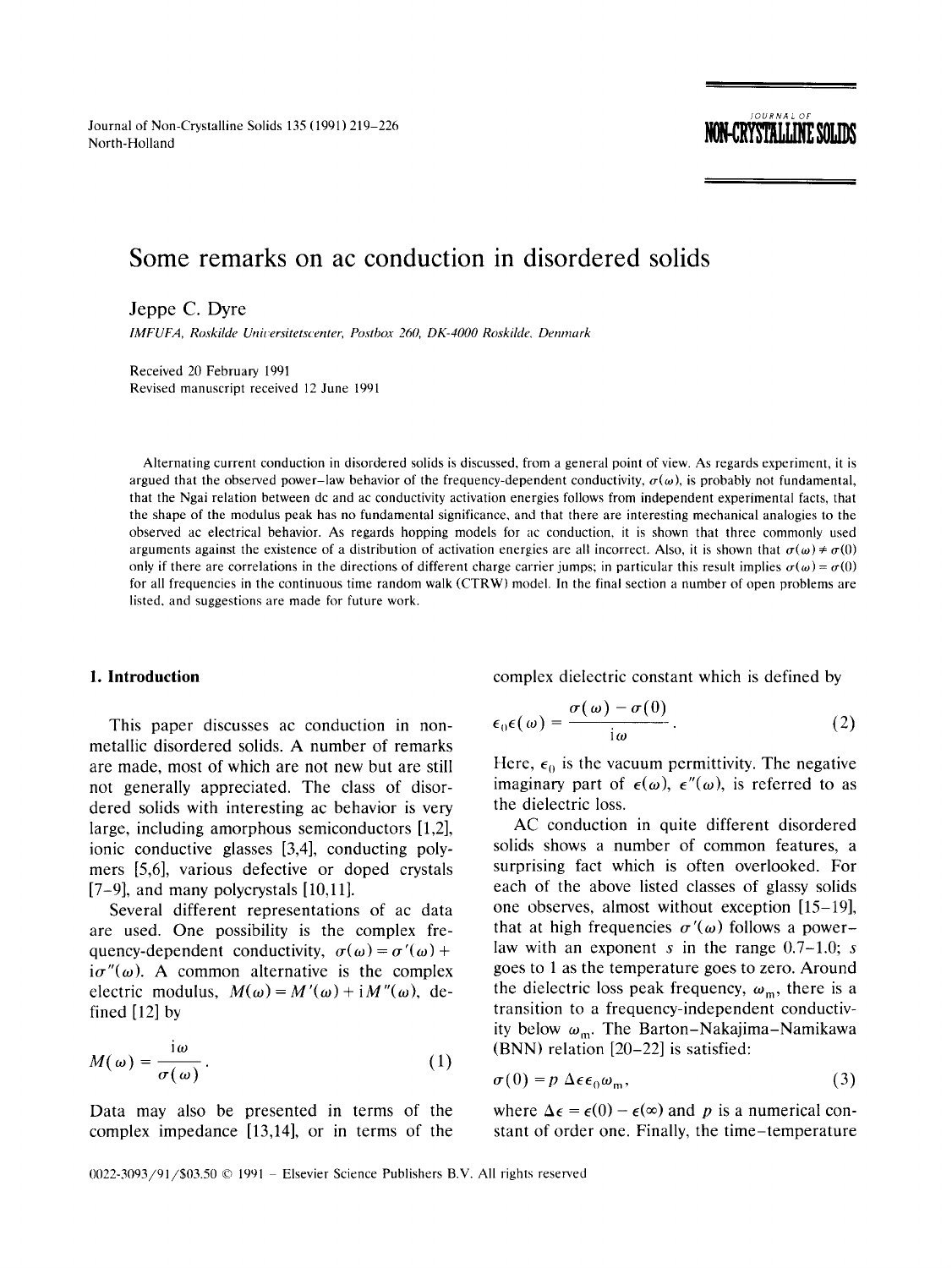# Some remarks on ac conduction in disordered solids

Jeppe C. Dyre

*IMFUFA, Roskilde Universitetscenter, Postbox 260, DK-4000 Roskilde, Denmark*

Received 20 February 1991
Revised manuscript received 12 June 1991

Alternating current conduction in disordered solids is discussed, from a general point of view. As regards experiment, it is argued that the observed power–law behavior of the frequency-dependent conductivity, $\sigma(\omega)$, is probably not fundamental, that the Ngai relation between dc and ac conductivity activation energies follows from independent experimental facts, that the shape of the modulus peak has no fundamental significance, and that there are interesting mechanical analogies to the observed ac electrical behavior. As regards hopping models for ac conduction, it is shown that three commonly used arguments against the existence of a distribution of activation energies are all incorrect. Also, it is shown that $\sigma(\omega) \neq \sigma(0)$ only if there are correlations in the directions of different charge carrier jumps; in particular this result implies $\sigma(\omega) = \sigma(0)$ for all frequencies in the continuous time random walk (CTRW) model. In the final section a number of open problems are listed, and suggestions are made for future work.

## 1. Introduction

This paper discusses ac conduction in non-metallic disordered solids. A number of remarks are made, most of which are not new but are still not generally appreciated. The class of disordered solids with interesting ac behavior is very large, including amorphous semiconductors [1,2], ionic conductive glasses [3,4], conducting polymers [5,6], various defective or doped crystals [7–9], and many polycrystals [10,11].

Several different representations of ac data are used. One possibility is the complex frequency-dependent conductivity, $\sigma(\omega) = \sigma'(\omega) + i\sigma''(\omega)$. A common alternative is the complex electric modulus, $M(\omega) = M'(\omega) + iM''(\omega)$, defined [12] by

$$M(\omega) = \frac{i\omega}{\sigma(\omega)}. \tag{1}$$

Data may also be presented in terms of the complex impedance [13,14], or in terms of the complex dielectric constant which is defined by

$$\epsilon_0\epsilon(\omega) = \frac{\sigma(\omega) - \sigma(0)}{i\omega}. \tag{2}$$

Here, $\epsilon_0$ is the vacuum permittivity. The negative imaginary part of $\epsilon(\omega)$, $\epsilon''(\omega)$, is referred to as the dielectric loss.

AC conduction in quite different disordered solids shows a number of common features, a surprising fact which is often overlooked. For each of the above listed classes of glassy solids one observes, almost without exception [15–19], that at high frequencies $\sigma'(\omega)$ follows a power-law with an exponent $s$ in the range 0.7–1.0; $s$ goes to 1 as the temperature goes to zero. Around the dielectric loss peak frequency, $\omega_m$, there is a transition to a frequency-independent conductivity below $\omega_m$. The Barton–Nakajima–Namikawa (BNN) relation [20–22] is satisfied:

$$\sigma(0) = p\,\Delta\epsilon\,\epsilon_0\omega_m, \tag{3}$$

where $\Delta\epsilon = \epsilon(0) - \epsilon(\infty)$ and $p$ is a numerical constant of order one. Finally, the time–temperature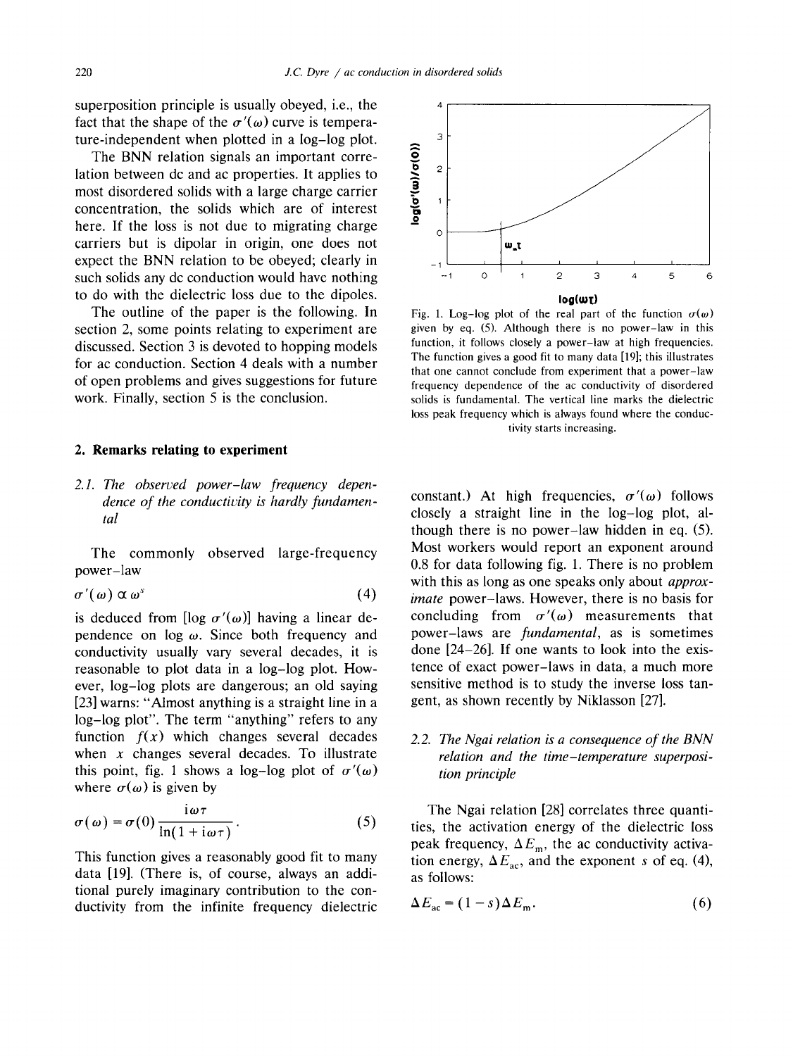superposition principle is usually obeyed, i.e., the fact that the shape of the $\sigma'(\omega)$ curve is temperature-independent when plotted in a log–log plot.

The BNN relation signals an important correlation between dc and ac properties. It applies to most disordered solids with a large charge carrier concentration, the solids which are of interest here. If the loss is not due to migrating charge carriers but is dipolar in origin, one does not expect the BNN relation to be obeyed; clearly in such solids any dc conduction would have nothing to do with the dielectric loss due to the dipoles.

The outline of the paper is the following. In section 2, some points relating to experiment are discussed. Section 3 is devoted to hopping models for ac conduction. Section 4 deals with a number of open problems and gives suggestions for future work. Finally, section 5 is the conclusion.

## 2. Remarks relating to experiment

### 2.1. *The observed power-law frequency dependence of the conductivity is hardly fundamental*

The commonly observed large-frequency power–law

$$\sigma'(\omega) \propto \omega^{s} \tag{4}$$

is deduced from [log $\sigma'(\omega)$] having a linear dependence on log $\omega$. Since both frequency and conductivity usually vary several decades, it is reasonable to plot data in a log–log plot. However, log–log plots are dangerous; an old saying [23] warns: "Almost anything is a straight line in a log–log plot". The term "anything" refers to any function $f(x)$ which changes several decades when $x$ changes several decades. To illustrate this point, fig. 1 shows a log–log plot of $\sigma'(\omega)$ where $\sigma(\omega)$ is given by

$$\sigma(\omega) = \sigma(0)\frac{\mathrm{i}\omega\tau}{\ln(1+\mathrm{i}\omega\tau)}. \tag{5}$$

This function gives a reasonably good fit to many data [19]. (There is, of course, always an additional purely imaginary contribution to the conductivity from the infinite frequency dielectric constant.) At high frequencies, $\sigma'(\omega)$ follows closely a straight line in the log–log plot, although there is no power–law hidden in eq. (5). Most workers would report an exponent around 0.8 for data following fig. 1. There is no problem with this as long as one speaks only about *approximate* power–laws. However, there is no basis for concluding from $\sigma'(\omega)$ measurements that power–laws are *fundamental*, as is sometimes done [24–26]. If one wants to look into the existence of exact power–laws in data, a much more sensitive method is to study the inverse loss tangent, as shown recently by Niklasson [27].

Fig. 1. Log–log plot of the real part of the function $\sigma(\omega)$ given by eq. (5). Although there is no power–law in this function, it follows closely a power–law at high frequencies. The function gives a good fit to many data [19]; this illustrates that one cannot conclude from experiment that a power–law frequency dependence of the ac conductivity of disordered solids is fundamental. The vertical line marks the dielectric loss peak frequency which is always found where the conductivity starts increasing.

### 2.2. *The Ngai relation is a consequence of the BNN relation and the time–temperature superposition principle*

The Ngai relation [28] correlates three quantities, the activation energy of the dielectric loss peak frequency, $\Delta E_{\mathrm{m}}$, the ac conductivity activation energy, $\Delta E_{\mathrm{ac}}$, and the exponent $s$ of eq. (4), as follows:

$$\Delta E_{\mathrm{ac}} = (1-s)\Delta E_{\mathrm{m}}. \tag{6}$$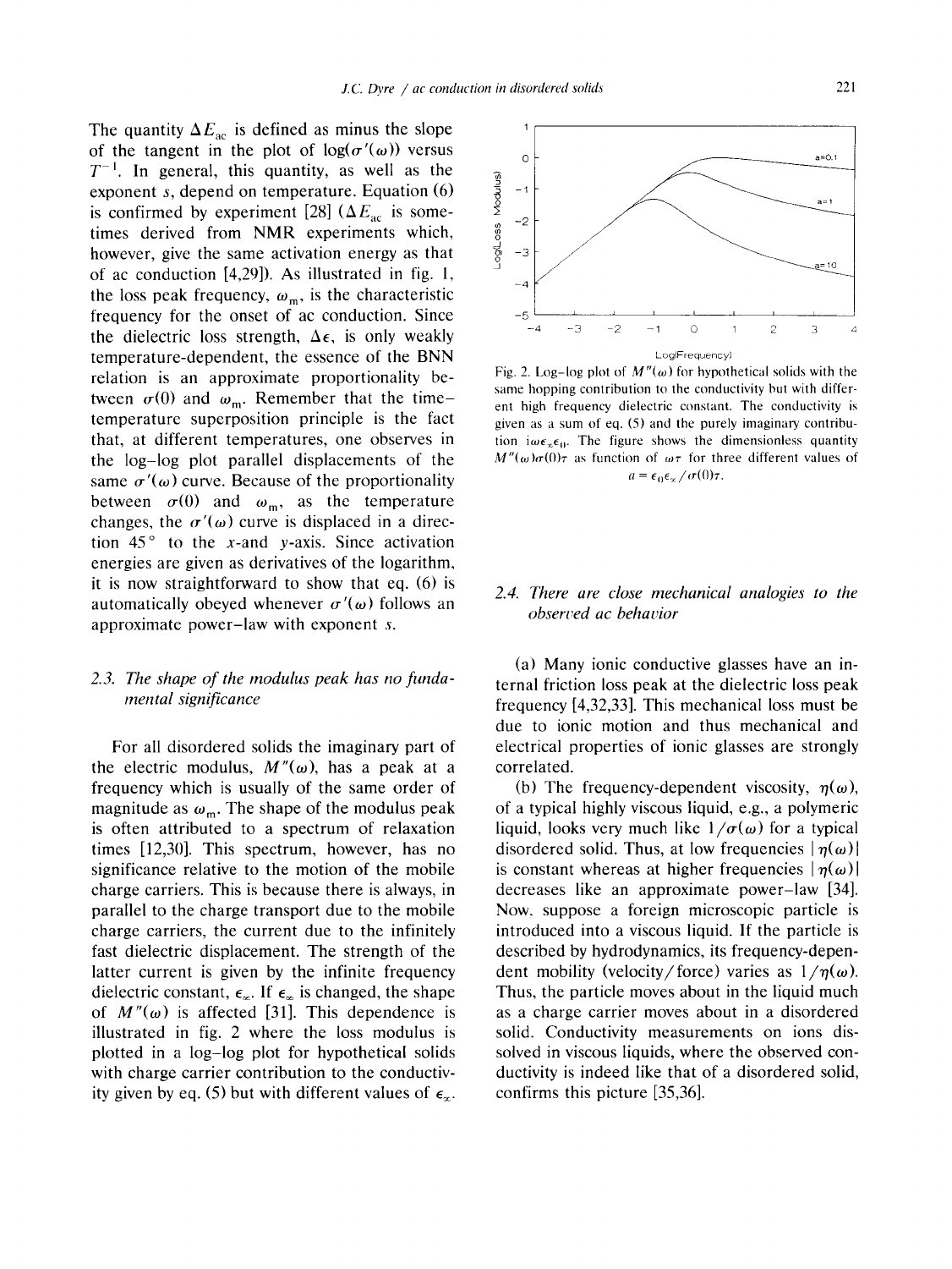The quantity $\Delta E_{ac}$ is defined as minus the slope of the tangent in the plot of $\log(\sigma'(\omega))$ versus $T^{-1}$. In general, this quantity, as well as the exponent $s$, depend on temperature. Equation (6) is confirmed by experiment [28] ($\Delta E_{ac}$ is sometimes derived from NMR experiments which, however, give the same activation energy as that of ac conduction [4,29]). As illustrated in fig. 1, the loss peak frequency, $\omega_m$, is the characteristic frequency for the onset of ac conduction. Since the dielectric loss strength, $\Delta\epsilon$, is only weakly temperature-dependent, the essence of the BNN relation is an approximate proportionality between $\sigma(0)$ and $\omega_m$. Remember that the time–temperature superposition principle is the fact that, at different temperatures, one observes in the log–log plot parallel displacements of the same $\sigma'(\omega)$ curve. Because of the proportionality between $\sigma(0)$ and $\omega_m$, as the temperature changes, the $\sigma'(\omega)$ curve is displaced in a direction 45° to the $x$-and $y$-axis. Since activation energies are given as derivatives of the logarithm, it is now straightforward to show that eq. (6) is automatically obeyed whenever $\sigma'(\omega)$ follows an approximate power-law with exponent $s$.

### 2.3. The shape of the modulus peak has no fundamental significance

For all disordered solids the imaginary part of the electric modulus, $M''(\omega)$, has a peak at a frequency which is usually of the same order of magnitude as $\omega_m$. The shape of the modulus peak is often attributed to a spectrum of relaxation times [12,30]. This spectrum, however, has no significance relative to the motion of the mobile charge carriers. This is because there is always, in parallel to the charge transport due to the mobile charge carriers, the current due to the infinitely fast dielectric displacement. The strength of the latter current is given by the infinite frequency dielectric constant, $\epsilon_\infty$. If $\epsilon_\infty$ is changed, the shape of $M''(\omega)$ is affected [31]. This dependence is illustrated in fig. 2 where the loss modulus is plotted in a log–log plot for hypothetical solids with charge carrier contribution to the conductivity given by eq. (5) but with different values of $\epsilon_\infty$.

Fig. 2. Log–log plot of $M''(\omega)$ for hypothetical solids with the same hopping contribution to the conductivity but with different high frequency dielectric constant. The conductivity is given as a sum of eq. (5) and the purely imaginary contribution $i\omega\epsilon_\infty\epsilon_0$. The figure shows the dimensionless quantity $M''(\omega)\sigma(0)\tau$ as function of $\omega\tau$ for three different values of $a = \epsilon_0\epsilon_\infty/\sigma(0)\tau$.

### 2.4. There are close mechanical analogies to the observed ac behavior

(a) Many ionic conductive glasses have an internal friction loss peak at the dielectric loss peak frequency [4,32,33]. This mechanical loss must be due to ionic motion and thus mechanical and electrical properties of ionic glasses are strongly correlated.

(b) The frequency-dependent viscosity, $\eta(\omega)$, of a typical highly viscous liquid, e.g., a polymeric liquid, looks very much like $1/\sigma(\omega)$ for a typical disordered solid. Thus, at low frequencies $|\eta(\omega)|$ is constant whereas at higher frequencies $|\eta(\omega)|$ decreases like an approximate power-law [34]. Now, suppose a foreign microscopic particle is introduced into a viscous liquid. If the particle is described by hydrodynamics, its frequency-dependent mobility (velocity/force) varies as $1/\eta(\omega)$. Thus, the particle moves about in the liquid much as a charge carrier moves about in a disordered solid. Conductivity measurements on ions dissolved in viscous liquids, where the observed conductivity is indeed like that of a disordered solid, confirms this picture [35,36].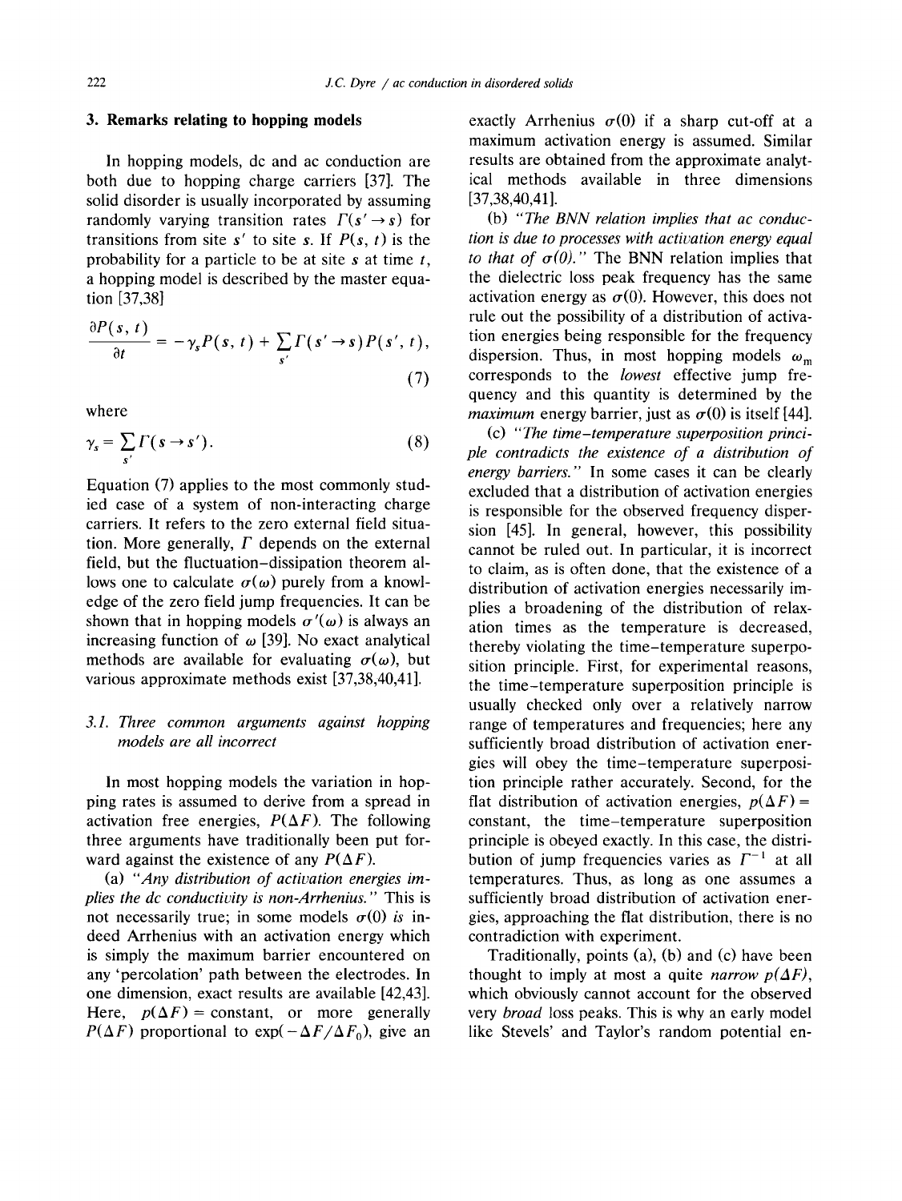## 3. Remarks relating to hopping models

In hopping models, dc and ac conduction are both due to hopping charge carriers [37]. The solid disorder is usually incorporated by assuming randomly varying transition rates $\Gamma(s' \to s)$ for transitions from site $s'$ to site $s$. If $P(s, t)$ is the probability for a particle to be at site $s$ at time $t$, a hopping model is described by the master equation [37,38]

$$\frac{\partial P(s, t)}{\partial t} = -\gamma_s P(s, t) + \sum_{s'} \Gamma(s' \to s) P(s', t), \tag{7}$$

where

$$\gamma_s = \sum_{s'} \Gamma(s \to s'). \tag{8}$$

Equation (7) applies to the most commonly studied case of a system of non-interacting charge carriers. It refers to the zero external field situation. More generally, $\Gamma$ depends on the external field, but the fluctuation–dissipation theorem allows one to calculate $\sigma(\omega)$ purely from a knowledge of the zero field jump frequencies. It can be shown that in hopping models $\sigma'(\omega)$ is always an increasing function of $\omega$ [39]. No exact analytical methods are available for evaluating $\sigma(\omega)$, but various approximate methods exist [37,38,40,41].

### 3.1. Three common arguments against hopping models are all incorrect

In most hopping models the variation in hopping rates is assumed to derive from a spread in activation free energies, $P(\Delta F)$. The following three arguments have traditionally been put forward against the existence of any $P(\Delta F)$.

(a) *"Any distribution of activation energies implies the dc conductivity is non-Arrhenius."* This is not necessarily true; in some models $\sigma(0)$ *is* indeed Arrhenius with an activation energy which is simply the maximum barrier encountered on any 'percolation' path between the electrodes. In one dimension, exact results are available [42,43]. Here, $p(\Delta F) =$ constant, or more generally $P(\Delta F)$ proportional to $\exp(-\Delta F/\Delta F_0)$, give an exactly Arrhenius $\sigma(0)$ if a sharp cut-off at a maximum activation energy is assumed. Similar results are obtained from the approximate analytical methods available in three dimensions [37,38,40,41].

(b) *"The BNN relation implies that ac conduction is due to processes with activation energy equal to that of $\sigma(0)$."* The BNN relation implies that the dielectric loss peak frequency has the same activation energy as $\sigma(0)$. However, this does not rule out the possibility of a distribution of activation energies being responsible for the frequency dispersion. Thus, in most hopping models $\omega_m$ corresponds to the *lowest* effective jump frequency and this quantity is determined by the *maximum* energy barrier, just as $\sigma(0)$ is itself [44].

(c) *"The time–temperature superposition principle contradicts the existence of a distribution of energy barriers."* In some cases it can be clearly excluded that a distribution of activation energies is responsible for the observed frequency dispersion [45]. In general, however, this possibility cannot be ruled out. In particular, it is incorrect to claim, as is often done, that the existence of a distribution of activation energies necessarily implies a broadening of the distribution of relaxation times as the temperature is decreased, thereby violating the time–temperature superposition principle. First, for experimental reasons, the time–temperature superposition principle is usually checked only over a relatively narrow range of temperatures and frequencies; here any sufficiently broad distribution of activation energies will obey the time–temperature superposition principle rather accurately. Second, for the flat distribution of activation energies, $p(\Delta F) =$ constant, the time–temperature superposition principle is obeyed exactly. In this case, the distribution of jump frequencies varies as $\Gamma^{-1}$ at all temperatures. Thus, as long as one assumes a sufficiently broad distribution of activation energies, approaching the flat distribution, there is no contradiction with experiment.

Traditionally, points (a), (b) and (c) have been thought to imply at most a quite *narrow* $p(\Delta F)$, which obviously cannot account for the observed very *broad* loss peaks. This is why an early model like Stevels' and Taylor's random potential en-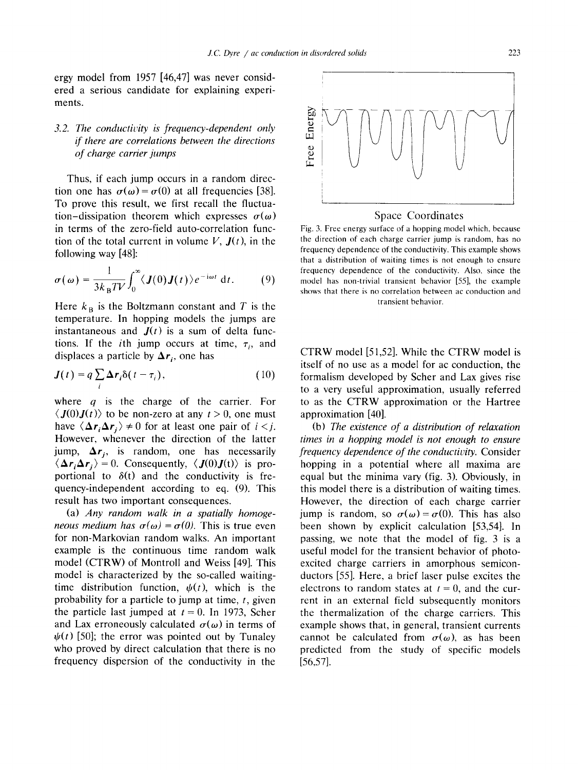ergy model from 1957 [46,47] was never considered a serious candidate for explaining experiments.

### 3.2. The conductivity is frequency-dependent only if there are correlations between the directions of charge carrier jumps

Thus, if each jump occurs in a random direction one has $\sigma(\omega) = \sigma(0)$ at all frequencies [38]. To prove this result, we first recall the fluctuation–dissipation theorem which expresses $\sigma(\omega)$ in terms of the zero-field auto-correlation function of the total current in volume $V$, $\boldsymbol{J}(t)$, in the following way [48]:

$$\sigma(\omega) = \frac{1}{3k_BTV}\int_0^\infty \langle \boldsymbol{J}(0)\boldsymbol{J}(t)\rangle e^{-i\omega t}\,dt. \tag{9}$$

Here $k_B$ is the Boltzmann constant and $T$ is the temperature. In hopping models the jumps are instantaneous and $\boldsymbol{J}(t)$ is a sum of delta functions. If the $i$th jump occurs at time, $\tau_i$, and displaces a particle by $\Delta\boldsymbol{r}_i$, one has

$$\boldsymbol{J}(t) = q\sum_i \Delta\boldsymbol{r}_i\delta(t-\tau_i), \tag{10}$$

where $q$ is the charge of the carrier. For $\langle \boldsymbol{J}(0)\boldsymbol{J}(t)\rangle$ to be non-zero at any $t > 0$, one must have $\langle \Delta\boldsymbol{r}_i\Delta\boldsymbol{r}_j\rangle \neq 0$ for at least one pair of $i < j$. However, whenever the direction of the latter jump, $\Delta\boldsymbol{r}_j$, is random, one has necessarily $\langle \Delta\boldsymbol{r}_i\Delta\boldsymbol{r}_j\rangle = 0$. Consequently, $\langle \boldsymbol{J}(0)\boldsymbol{J}(t)\rangle$ is proportional to $\delta(t)$ and the conductivity is frequency-independent according to eq. (9). This result has two important consequences.

(a) *Any random walk in a spatially homogeneous medium has $\sigma(\omega) = \sigma(0)$.* This is true even for non-Markovian random walks. An important example is the continuous time random walk model (CTRW) of Montroll and Weiss [49]. This model is characterized by the so-called waiting-time distribution function, $\psi(t)$, which is the probability for a particle to jump at time, $t$, given the particle last jumped at $t = 0$. In 1973, Scher and Lax erroneously calculated $\sigma(\omega)$ in terms of $\psi(t)$ [50]; the error was pointed out by Tunaley who proved by direct calculation that there is no frequency dispersion of the conductivity in the CTRW model [51,52]. While the CTRW model is itself of no use as a model for ac conduction, the formalism developed by Scher and Lax gives rise to a very useful approximation, usually referred to as the CTRW approximation or the Hartree approximation [40].

Fig. 3. Free energy surface of a hopping model which, because the direction of each charge carrier jump is random, has no frequency dependence of the conductivity. This example shows that a distribution of waiting times is not enough to ensure frequency dependence of the conductivity. Also, since the model has non-trivial transient behavior [55], the example shows that there is no correlation between ac conduction and transient behavior.

(b) *The existence of a distribution of relaxation times in a hopping model is not enough to ensure frequency dependence of the conductivity.* Consider hopping in a potential where all maxima are equal but the minima vary (fig. 3). Obviously, in this model there is a distribution of waiting times. However, the direction of each charge carrier jump is random, so $\sigma(\omega) = \sigma(0)$. This has also been shown by explicit calculation [53,54]. In passing, we note that the model of fig. 3 is a useful model for the transient behavior of photo-excited charge carriers in amorphous semiconductors [55]. Here, a brief laser pulse excites the electrons to random states at $t = 0$, and the current in an external field subsequently monitors the thermalization of the charge carriers. This example shows that, in general, transient currents cannot be calculated from $\sigma(\omega)$, as has been predicted from the study of specific models [56,57].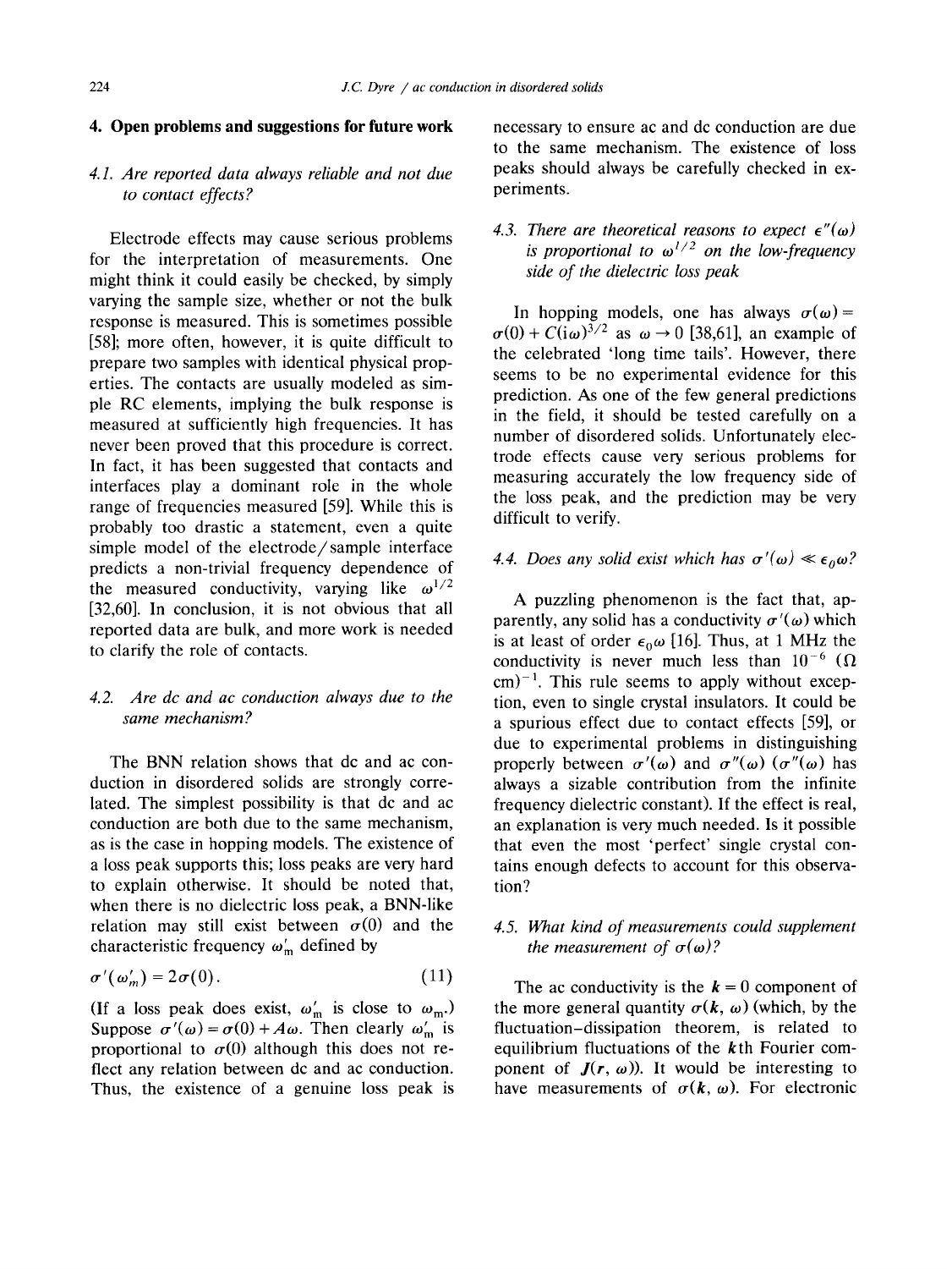## 4. Open problems and suggestions for future work

### 4.1. Are reported data always reliable and not due to contact effects?

Electrode effects may cause serious problems for the interpretation of measurements. One might think it could easily be checked, by simply varying the sample size, whether or not the bulk response is measured. This is sometimes possible [58]; more often, however, it is quite difficult to prepare two samples with identical physical properties. The contacts are usually modeled as simple RC elements, implying the bulk response is measured at sufficiently high frequencies. It has never been proved that this procedure is correct. In fact, it has been suggested that contacts and interfaces play a dominant role in the whole range of frequencies measured [59]. While this is probably too drastic a statement, even a quite simple model of the electrode/sample interface predicts a non-trivial frequency dependence of the measured conductivity, varying like $\omega^{1/2}$ [32,60]. In conclusion, it is not obvious that all reported data are bulk, and more work is needed to clarify the role of contacts.

### 4.2. Are dc and ac conduction always due to the same mechanism?

The BNN relation shows that dc and ac conduction in disordered solids are strongly correlated. The simplest possibility is that dc and ac conduction are both due to the same mechanism, as is the case in hopping models. The existence of a loss peak supports this; loss peaks are very hard to explain otherwise. It should be noted that, when there is no dielectric loss peak, a BNN-like relation may still exist between $\sigma(0)$ and the characteristic frequency $\omega'_m$ defined by

$$\sigma'(\omega'_m) = 2\sigma(0). \tag{11}$$

(If a loss peak does exist, $\omega'_m$ is close to $\omega_m$.) Suppose $\sigma'(\omega) = \sigma(0) + A\omega$. Then clearly $\omega'_m$ is proportional to $\sigma(0)$ although this does not reflect any relation between dc and ac conduction. Thus, the existence of a genuine loss peak is necessary to ensure ac and dc conduction are due to the same mechanism. The existence of loss peaks should always be carefully checked in experiments.

### 4.3. There are theoretical reasons to expect $\epsilon''(\omega)$ is proportional to $\omega^{1/2}$ on the low-frequency side of the dielectric loss peak

In hopping models, one has always $\sigma(\omega) = \sigma(0) + C(i\omega)^{3/2}$ as $\omega \to 0$ [38,61], an example of the celebrated 'long time tails'. However, there seems to be no experimental evidence for this prediction. As one of the few general predictions in the field, it should be tested carefully on a number of disordered solids. Unfortunately electrode effects cause very serious problems for measuring accurately the low frequency side of the loss peak, and the prediction may be very difficult to verify.

### 4.4. Does any solid exist which has $\sigma'(\omega) \ll \epsilon_0\omega$?

A puzzling phenomenon is the fact that, apparently, any solid has a conductivity $\sigma'(\omega)$ which is at least of order $\epsilon_0\omega$ [16]. Thus, at 1 MHz the conductivity is never much less than $10^{-6}$ $(\Omega\ \text{cm})^{-1}$. This rule seems to apply without exception, even to single crystal insulators. It could be a spurious effect due to contact effects [59], or due to experimental problems in distinguishing properly between $\sigma'(\omega)$ and $\sigma''(\omega)$ ($\sigma''(\omega)$ has always a sizable contribution from the infinite frequency dielectric constant). If the effect is real, an explanation is very much needed. Is it possible that even the most 'perfect' single crystal contains enough defects to account for this observation?

### 4.5. What kind of measurements could supplement the measurement of $\sigma(\omega)$?

The ac conductivity is the $\boldsymbol{k} = 0$ component of the more general quantity $\sigma(\boldsymbol{k}, \omega)$ (which, by the fluctuation–dissipation theorem, is related to equilibrium fluctuations of the $\boldsymbol{k}$th Fourier component of $\boldsymbol{J}(\boldsymbol{r}, \omega)$). It would be interesting to have measurements of $\sigma(\boldsymbol{k}, \omega)$. For electronic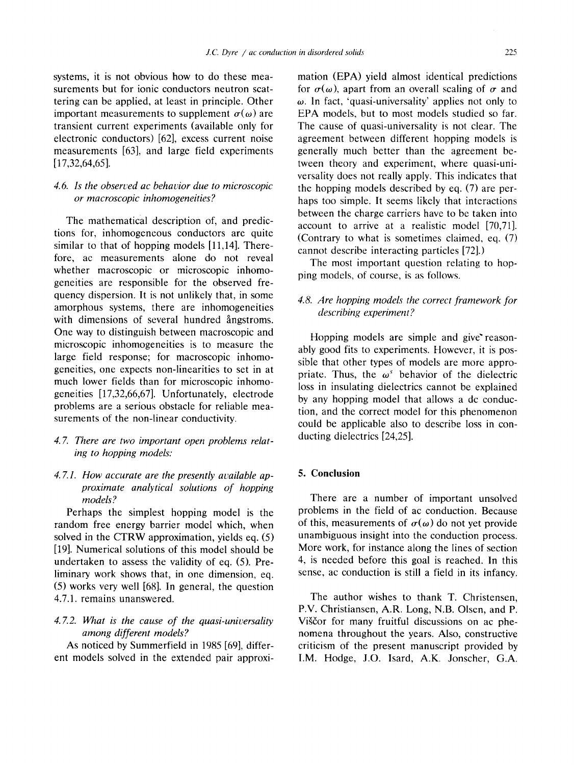systems, it is not obvious how to do these measurements but for ionic conductors neutron scattering can be applied, at least in principle. Other important measurements to supplement $\sigma(\omega)$ are transient current experiments (available only for electronic conductors) [62], excess current noise measurements [63], and large field experiments [17,32,64,65].

### 4.6. *Is the observed ac behavior due to microscopic or macroscopic inhomogeneities?*

The mathematical description of, and predictions for, inhomogeneous conductors are quite similar to that of hopping models [11,14]. Therefore, ac measurements alone do not reveal whether macroscopic or microscopic inhomogeneities are responsible for the observed frequency dispersion. It is not unlikely that, in some amorphous systems, there are inhomogeneities with dimensions of several hundred ångstroms. One way to distinguish between macroscopic and microscopic inhomogeneities is to measure the large field response; for macroscopic inhomogeneities, one expects non-linearities to set in at much lower fields than for microscopic inhomogeneities [17,32,66,67]. Unfortunately, electrode problems are a serious obstacle for reliable measurements of the non-linear conductivity.

### 4.7. *There are two important open problems relating to hopping models:*

#### 4.7.1. *How accurate are the presently available approximate analytical solutions of hopping models?*

Perhaps the simplest hopping model is the random free energy barrier model which, when solved in the CTRW approximation, yields eq. (5) [19]. Numerical solutions of this model should be undertaken to assess the validity of eq. (5). Preliminary work shows that, in one dimension, eq. (5) works very well [68]. In general, the question 4.7.1. remains unanswered.

#### 4.7.2. *What is the cause of the quasi-universality among different models?*

As noticed by Summerfield in 1985 [69], different models solved in the extended pair approximation (EPA) yield almost identical predictions for $\sigma(\omega)$, apart from an overall scaling of $\sigma$ and $\omega$. In fact, 'quasi-universality' applies not only to EPA models, but to most models studied so far. The cause of quasi-universality is not clear. The agreement between different hopping models is generally much better than the agreement between theory and experiment, where quasi-universality does not really apply. This indicates that the hopping models described by eq. (7) are perhaps too simple. It seems likely that interactions between the charge carriers have to be taken into account to arrive at a realistic model [70,71]. (Contrary to what is sometimes claimed, eq. (7) cannot describe interacting particles [72].)

The most important question relating to hopping models, of course, is as follows.

### 4.8. *Are hopping models the correct framework for describing experiment?*

Hopping models are simple and give reasonably good fits to experiments. However, it is possible that other types of models are more appropriate. Thus, the $\omega^s$ behavior of the dielectric loss in insulating dielectrics cannot be explained by any hopping model that allows a dc conduction, and the correct model for this phenomenon could be applicable also to describe loss in conducting dielectrics [24,25].

## 5. Conclusion

There are a number of important unsolved problems in the field of ac conduction. Because of this, measurements of $\sigma(\omega)$ do not yet provide unambiguous insight into the conduction process. More work, for instance along the lines of section 4, is needed before this goal is reached. In this sense, ac conduction is still a field in its infancy.

The author wishes to thank T. Christensen, P.V. Christiansen, A.R. Long, N.B. Olsen, and P. Viščor for many fruitful discussions on ac phenomena throughout the years. Also, constructive criticism of the present manuscript provided by I.M. Hodge, J.O. Isard, A.K. Jonscher, G.A.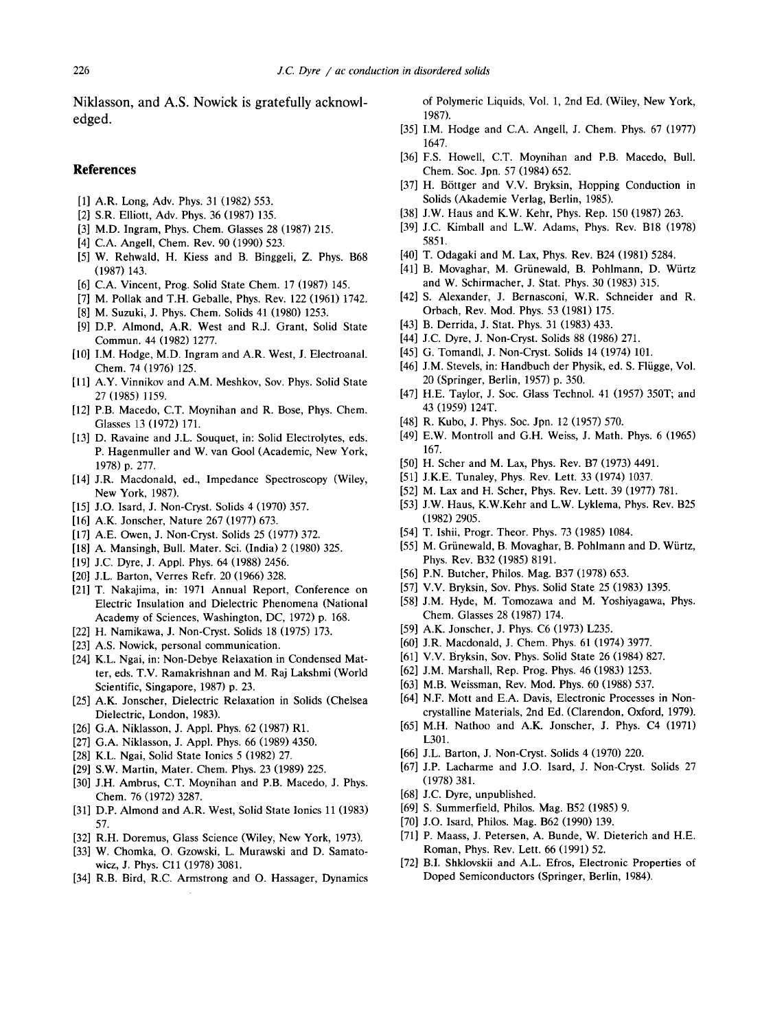Niklasson, and A.S. Nowick is gratefully acknowledged.

## References

[1] A.R. Long, Adv. Phys. 31 (1982) 553.

[2] S.R. Elliott, Adv. Phys. 36 (1987) 135.

[3] M.D. Ingram, Phys. Chem. Glasses 28 (1987) 215.

[4] C.A. Angell, Chem. Rev. 90 (1990) 523.

[5] W. Rehwald, H. Kiess and B. Binggeli, Z. Phys. B68 (1987) 143.

[6] C.A. Vincent, Prog. Solid State Chem. 17 (1987) 145.

[7] M. Pollak and T.H. Geballe, Phys. Rev. 122 (1961) 1742.

[8] M. Suzuki, J. Phys. Chem. Solids 41 (1980) 1253.

[9] D.P. Almond, A.R. West and R.J. Grant, Solid State Commun. 44 (1982) 1277.

[10] I.M. Hodge, M.D. Ingram and A.R. West, J. Electroanal. Chem. 74 (1976) 125.

[11] A.Y. Vinnikov and A.M. Meshkov, Sov. Phys. Solid State 27 (1985) 1159.

[12] P.B. Macedo, C.T. Moynihan and R. Bose, Phys. Chem. Glasses 13 (1972) 171.

[13] D. Ravaine and J.L. Souquet, in: Solid Electrolytes, eds. P. Hagenmuller and W. van Gool (Academic, New York, 1978) p. 277.

[14] J.R. Macdonald, ed., Impedance Spectroscopy (Wiley, New York, 1987).

[15] J.O. Isard, J. Non-Cryst. Solids 4 (1970) 357.

[16] A.K. Jonscher, Nature 267 (1977) 673.

[17] A.E. Owen, J. Non-Cryst. Solids 25 (1977) 372.

[18] A. Mansingh, Bull. Mater. Sci. (India) 2 (1980) 325.

[19] J.C. Dyre, J. Appl. Phys. 64 (1988) 2456.

[20] J.L. Barton, Verres Refr. 20 (1966) 328.

[21] T. Nakajima, in: 1971 Annual Report, Conference on Electric Insulation and Dielectric Phenomena (National Academy of Sciences, Washington, DC, 1972) p. 168.

[22] H. Namikawa, J. Non-Cryst. Solids 18 (1975) 173.

[23] A.S. Nowick, personal communication.

[24] K.L. Ngai, in: Non-Debye Relaxation in Condensed Matter, eds. T.V. Ramakrishnan and M. Raj Lakshmi (World Scientific, Singapore, 1987) p. 23.

[25] A.K. Jonscher, Dielectric Relaxation in Solids (Chelsea Dielectric, London, 1983).

[26] G.A. Niklasson, J. Appl. Phys. 62 (1987) R1.

[27] G.A. Niklasson, J. Appl. Phys. 66 (1989) 4350.

[28] K.L. Ngai, Solid State Ionics 5 (1982) 27.

[29] S.W. Martin, Mater. Chem. Phys. 23 (1989) 225.

[30] J.H. Ambrus, C.T. Moynihan and P.B. Macedo, J. Phys. Chem. 76 (1972) 3287.

[31] D.P. Almond and A.R. West, Solid State Ionics 11 (1983) 57.

[32] R.H. Doremus, Glass Science (Wiley, New York, 1973).

[33] W. Chomka, O. Gzowski, L. Murawski and D. Samatowicz, J. Phys. C11 (1978) 3081.

[34] R.B. Bird, R.C. Armstrong and O. Hassager, Dynamics of Polymeric Liquids, Vol. 1, 2nd Ed. (Wiley, New York, 1987).

[35] I.M. Hodge and C.A. Angell, J. Chem. Phys. 67 (1977) 1647.

[36] F.S. Howell, C.T. Moynihan and P.B. Macedo, Bull. Chem. Soc. Jpn. 57 (1984) 652.

[37] H. Böttger and V.V. Bryksin, Hopping Conduction in Solids (Akademie Verlag, Berlin, 1985).

[38] J.W. Haus and K.W. Kehr, Phys. Rep. 150 (1987) 263.

[39] J.C. Kimball and L.W. Adams, Phys. Rev. B18 (1978) 5851.

[40] T. Odagaki and M. Lax, Phys. Rev. B24 (1981) 5284.

[41] B. Movaghar, M. Grünewald, B. Pohlmann, D. Würtz and W. Schirmacher, J. Stat. Phys. 30 (1983) 315.

[42] S. Alexander, J. Bernasconi, W.R. Schneider and R. Orbach, Rev. Mod. Phys. 53 (1981) 175.

[43] B. Derrida, J. Stat. Phys. 31 (1983) 433.

[44] J.C. Dyre, J. Non-Cryst. Solids 88 (1986) 271.

[45] G. Tomandl, J. Non-Cryst. Solids 14 (1974) 101.

[46] J.M. Stevels, in: Handbuch der Physik, ed. S. Flügge, Vol. 20 (Springer, Berlin, 1957) p. 350.

[47] H.E. Taylor, J. Soc. Glass Technol. 41 (1957) 350T; and 43 (1959) 124T.

[48] R. Kubo, J. Phys. Soc. Jpn. 12 (1957) 570.

[49] E.W. Montroll and G.H. Weiss, J. Math. Phys. 6 (1965) 167.

[50] H. Scher and M. Lax, Phys. Rev. B7 (1973) 4491.

[51] J.K.E. Tunaley, Phys. Rev. Lett. 33 (1974) 1037.

[52] M. Lax and H. Scher, Phys. Rev. Lett. 39 (1977) 781.

[53] J.W. Haus, K.W.Kehr and L.W. Lyklema, Phys. Rev. B25 (1982) 2905.

[54] T. Ishii, Progr. Theor. Phys. 73 (1985) 1084.

[55] M. Grünewald, B. Movaghar, B. Pohlmann and D. Würtz, Phys. Rev. B32 (1985) 8191.

[56] P.N. Butcher, Philos. Mag. B37 (1978) 653.

[57] V.V. Bryksin, Sov. Phys. Solid State 25 (1983) 1395.

[58] J.M. Hyde, M. Tomozawa and M. Yoshiyagawa, Phys. Chem. Glasses 28 (1987) 174.

[59] A.K. Jonscher, J. Phys. C6 (1973) L235.

[60] J.R. Macdonald, J. Chem. Phys. 61 (1974) 3977.

[61] V.V. Bryksin, Sov. Phys. Solid State 26 (1984) 827.

[62] J.M. Marshall, Rep. Prog. Phys. 46 (1983) 1253.

[63] M.B. Weissman, Rev. Mod. Phys. 60 (1988) 537.

[64] N.F. Mott and E.A. Davis, Electronic Processes in Noncrystalline Materials, 2nd Ed. (Clarendon, Oxford, 1979).

[65] M.H. Nathoo and A.K. Jonscher, J. Phys. C4 (1971) L301.

[66] J.L. Barton, J. Non-Cryst. Solids 4 (1970) 220.

[67] J.P. Lacharme and J.O. Isard, J. Non-Cryst. Solids 27 (1978) 381.

[68] J.C. Dyre, unpublished.

[69] S. Summerfield, Philos. Mag. B52 (1985) 9.

[70] J.O. Isard, Philos. Mag. B62 (1990) 139.

[71] P. Maass, J. Petersen, A. Bunde, W. Dieterich and H.E. Roman, Phys. Rev. Lett. 66 (1991) 52.

[72] B.I. Shklovskii and A.L. Efros, Electronic Properties of Doped Semiconductors (Springer, Berlin, 1984).